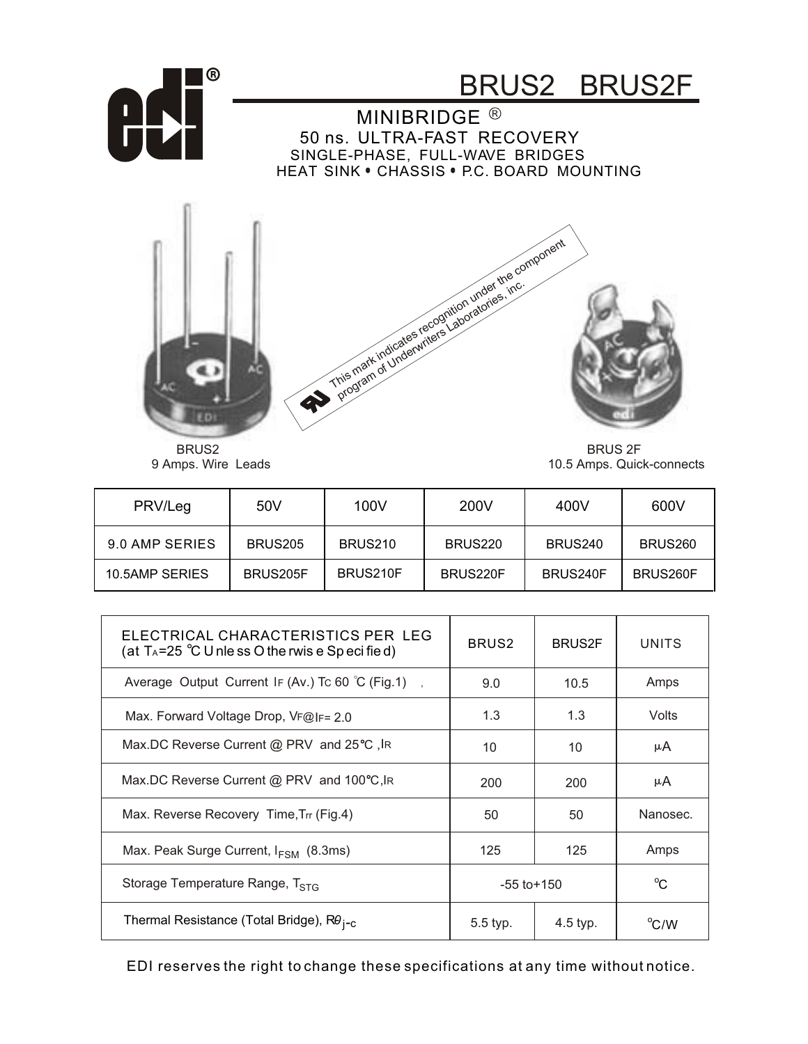# BRUS2 BRUS2F

## MINIBRIDGE ®

### 50 ns. ULTRA-FAST RECOVERY

SINGLE-PHASE, FULL-WAVE BRIDGES

HEAT SINK • CHASSIS • P.C. BOARD MOUNTING

This mark indicates recognition under the component program of Underwriters Laboratories, inc.

BRUS2
9 Amps. Wire Leads

BRUS 2F
10.5 Amps. Quick-connects

| PRV/Leg | 50V | 100V | 200V | 400V | 600V |
|---|---|---|---|---|---|
| 9.0 AMP SERIES | BRUS205 | BRUS210 | BRUS220 | BRUS240 | BRUS260 |
| 10.5AMP SERIES | BRUS205F | BRUS210F | BRUS220F | BRUS240F | BRUS260F |

| ELECTRICAL CHARACTERISTICS PER LEG (at $T_A$=25 °C Unless Otherwise Specified) | BRUS2 | BRUS2F | UNITS |
|---|---|---|---|
| Average Output Current $I_F$ (Av.) $T_C$ 60 °C (Fig.1) | 9.0 | 10.5 | Amps |
| Max. Forward Voltage Drop, $V_F$@$I_F$= 2.0 | 1.3 | 1.3 | Volts |
| Max.DC Reverse Current @ PRV and 25°C ,$I_R$ | 10 | 10 | μA |
| Max.DC Reverse Current @ PRV and 100°C,$I_R$ | 200 | 200 | μA |
| Max. Reverse Recovery Time,$T_{rr}$ (Fig.4) | 50 | 50 | Nanosec. |
| Max. Peak Surge Current, $I_{FSM}$ (8.3ms) | 125 | 125 | Amps |
| Storage Temperature Range, $T_{STG}$ | -55 to+150 | | °C |
| Thermal Resistance (Total Bridge), $R\theta_{j-c}$ | 5.5 typ. | 4.5 typ. | °C/W |

EDI reserves the right to change these specifications at any time without notice.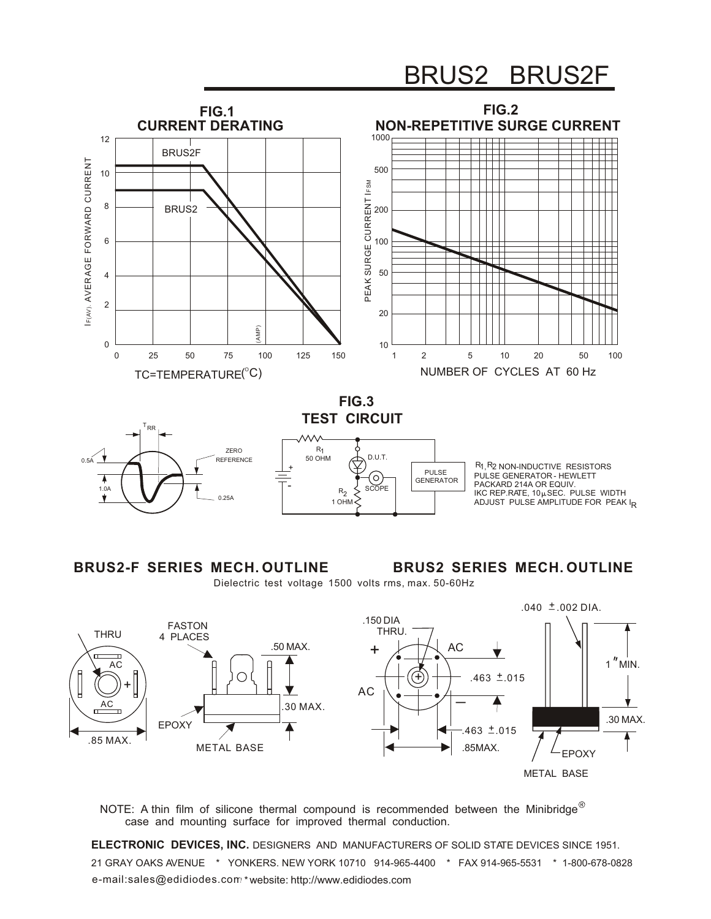# BRUS2 BRUS2F

**FIG.1**
**CURRENT DERATING**

$I_{F(AV)}$, AVERAGE FORWARD CURRENT

12
10
8
6
4
2
0

BRUS2F
BRUS2
(AMP)

0 25 50 75 100 125 150

TC=TEMPERATURE(°C)

**FIG.2**
**NON-REPETITIVE SURGE CURRENT**

PEAK SURGE CURRENT $I_{FSM}$

1000
500
200
100
50
20
10

1 2 5 10 20 50 100

NUMBER OF CYCLES AT 60 Hz

**FIG.3**
**TEST CIRCUIT**

$T_{RR}$

0.5A
1.0A
ZERO REFERENCE
0.25A

$R_1$ 50 OHM
D.U.T.
$R_2$ 1 OHM
SCOPE
PULSE GENERATOR

$R_1$, $R_2$ NON-INDUCTIVE RESISTORS
PULSE GENERATOR - HEWLETT PACKARD 214A OR EQUIV.
IKC REP.RATE, 10µSEC. PULSE WIDTH
ADJUST PULSE AMPLITUDE FOR PEAK $I_R$

**BRUS2-F SERIES MECH. OUTLINE** **BRUS2 SERIES MECH. OUTLINE**

Dielectric test voltage 1500 volts rms, max. 50-60Hz

THRU
AC
+
AC
.85 MAX.
FASTON 4 PLACES
.50 MAX.
.30 MAX.
EPOXY
METAL BASE

.150 DIA THRU.
+
AC
AC
—
.463 ±.015
.463 ±.015
.85MAX.
.040 ±.002 DIA.
1" MIN.
.30 MAX.
EPOXY
METAL BASE

NOTE: A thin film of silicone thermal compound is recommended between the Minibridge® case and mounting surface for improved thermal conduction.

**ELECTRONIC DEVICES, INC.** DESIGNERS AND MANUFACTURERS OF SOLID STATE DEVICES SINCE 1951.

21 GRAY OAKS AVENUE * YONKERS. NEW YORK 10710 914-965-4400 * FAX 914-965-5531 * 1-800-678-0828

e-mail:sales@edidiodes.com * website: http://www.edidiodes.com